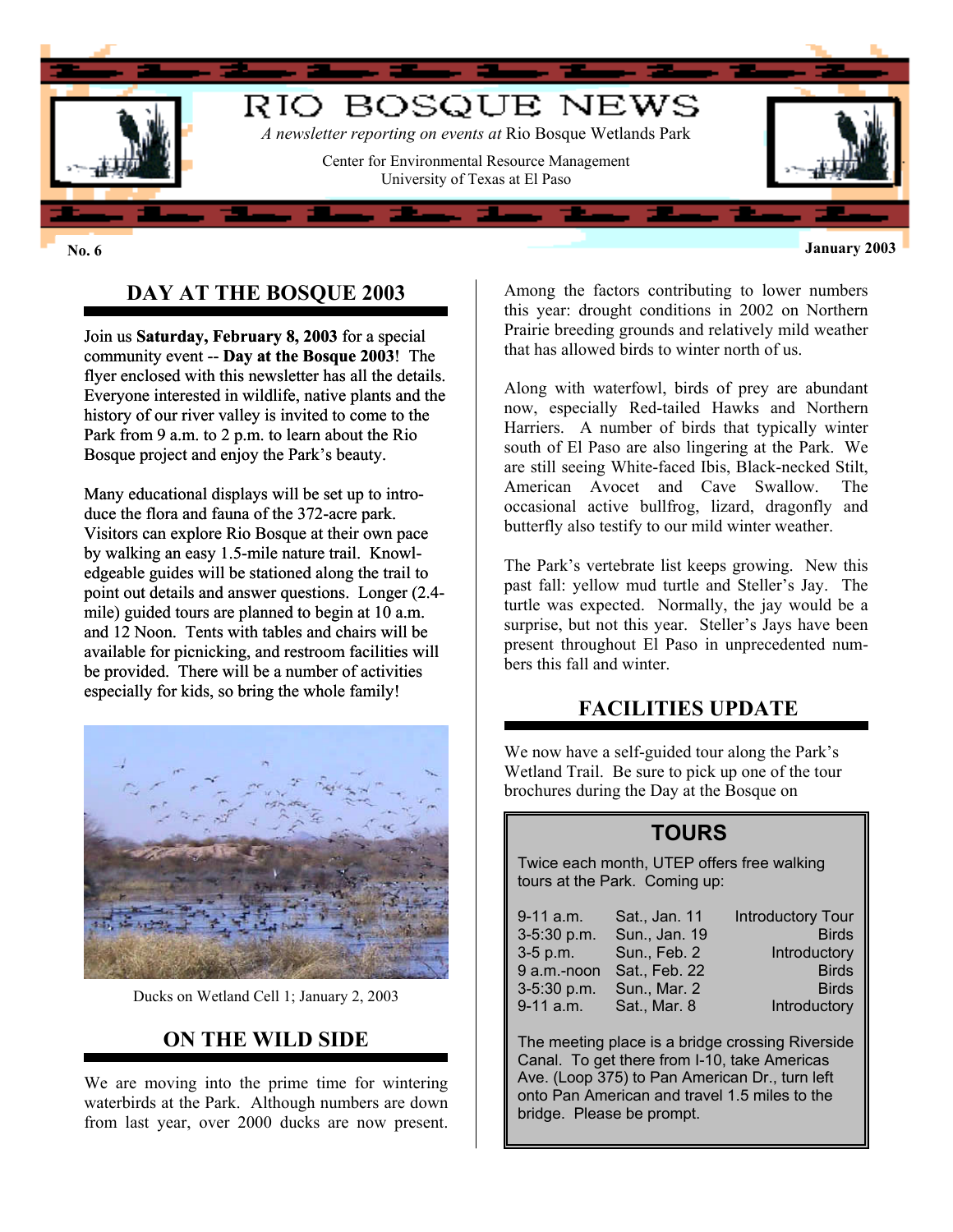# RIO BOSQUE NEWS

*A newsletter reporting on events at* Rio Bosque Wetlands Park

Center for Environmental Resource Management
University of Texas at El Paso

**No. 6** **January 2003**

## DAY AT THE BOSQUE 2003

Join us **Saturday, February 8, 2003** for a special community event -- **Day at the Bosque 2003**! The flyer enclosed with this newsletter has all the details. Everyone interested in wildlife, native plants and the history of our river valley is invited to come to the Park from 9 a.m. to 2 p.m. to learn about the Rio Bosque project and enjoy the Park's beauty.

Many educational displays will be set up to introduce the flora and fauna of the 372-acre park. Visitors can explore Rio Bosque at their own pace by walking an easy 1.5-mile nature trail. Knowledgeable guides will be stationed along the trail to point out details and answer questions. Longer (2.4-mile) guided tours are planned to begin at 10 a.m. and 12 Noon. Tents with tables and chairs will be available for picnicking, and restroom facilities will be provided. There will be a number of activities especially for kids, so bring the whole family!

Ducks on Wetland Cell 1; January 2, 2003

## ON THE WILD SIDE

We are moving into the prime time for wintering waterbirds at the Park. Although numbers are down from last year, over 2000 ducks are now present. Among the factors contributing to lower numbers this year: drought conditions in 2002 on Northern Prairie breeding grounds and relatively mild weather that has allowed birds to winter north of us.

Along with waterfowl, birds of prey are abundant now, especially Red-tailed Hawks and Northern Harriers. A number of birds that typically winter south of El Paso are also lingering at the Park. We are still seeing White-faced Ibis, Black-necked Stilt, American Avocet and Cave Swallow. The occasional active bullfrog, lizard, dragonfly and butterfly also testify to our mild winter weather.

The Park's vertebrate list keeps growing. New this past fall: yellow mud turtle and Steller's Jay. The turtle was expected. Normally, the jay would be a surprise, but not this year. Steller's Jays have been present throughout El Paso in unprecedented numbers this fall and winter.

## FACILITIES UPDATE

We now have a self-guided tour along the Park's Wetland Trail. Be sure to pick up one of the tour brochures during the Day at the Bosque on

### TOURS

Twice each month, UTEP offers free walking tours at the Park. Coming up:

| | | |
|---|---|---|
| 9-11 a.m. | Sat., Jan. 11 | Introductory Tour |
| 3-5:30 p.m. | Sun., Jan. 19 | Birds |
| 3-5 p.m. | Sun., Feb. 2 | Introductory |
| 9 a.m.-noon | Sat., Feb. 22 | Birds |
| 3-5:30 p.m. | Sun., Mar. 2 | Birds |
| 9-11 a.m. | Sat., Mar. 8 | Introductory |

The meeting place is a bridge crossing Riverside Canal. To get there from I-10, take Americas Ave. (Loop 375) to Pan American Dr., turn left onto Pan American and travel 1.5 miles to the bridge. Please be prompt.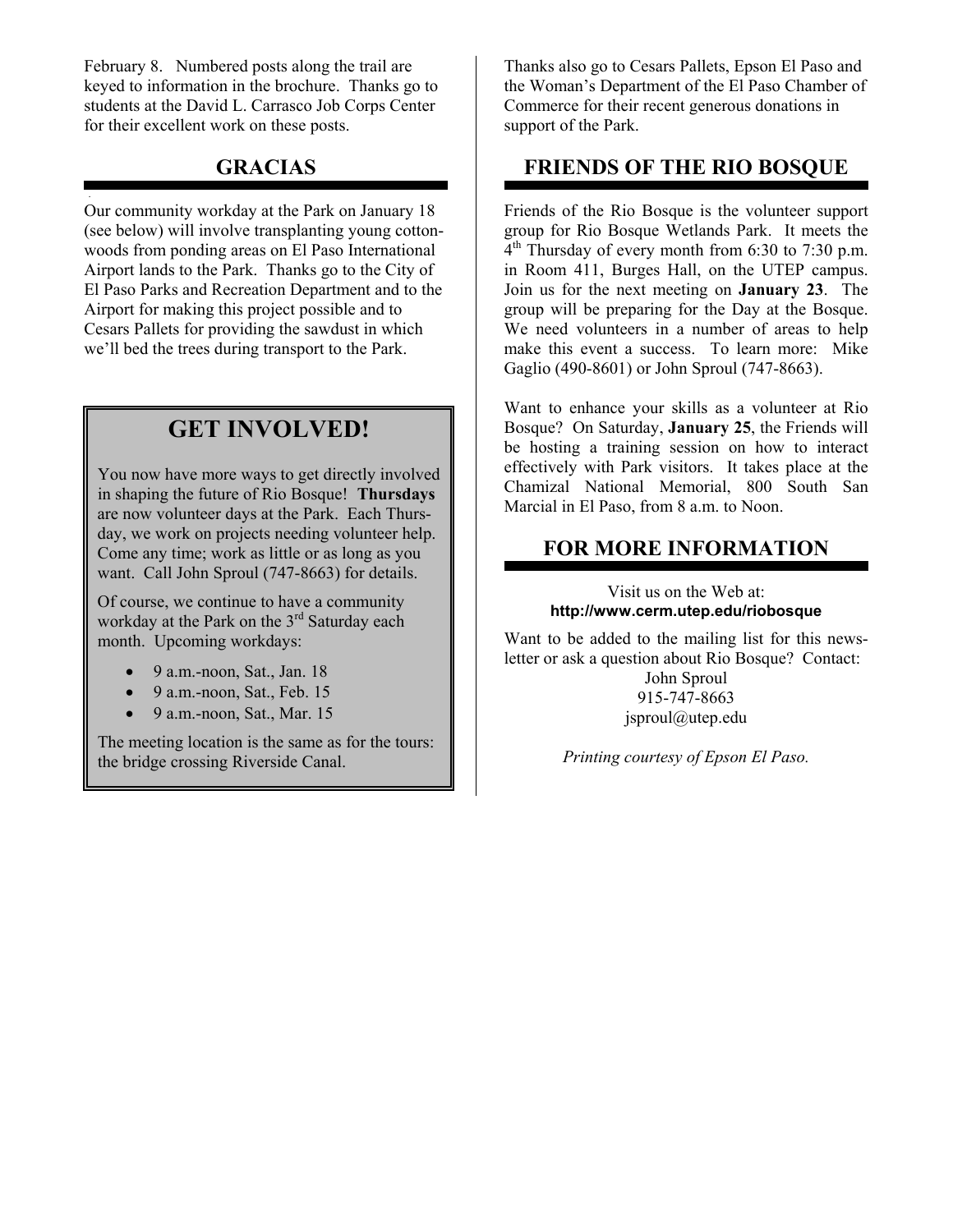February 8. Numbered posts along the trail are keyed to information in the brochure. Thanks go to students at the David L. Carrasco Job Corps Center for their excellent work on these posts.

## GRACIAS

Our community workday at the Park on January 18 (see below) will involve transplanting young cottonwoods from ponding areas on El Paso International Airport lands to the Park. Thanks go to the City of El Paso Parks and Recreation Department and to the Airport for making this project possible and to Cesars Pallets for providing the sawdust in which we'll bed the trees during transport to the Park.

## GET INVOLVED!

You now have more ways to get directly involved in shaping the future of Rio Bosque! **Thursdays** are now volunteer days at the Park. Each Thursday, we work on projects needing volunteer help. Come any time; work as little or as long as you want. Call John Sproul (747-8663) for details.

Of course, we continue to have a community workday at the Park on the 3rd Saturday each month. Upcoming workdays:

- 9 a.m.-noon, Sat., Jan. 18
- 9 a.m.-noon, Sat., Feb. 15
- 9 a.m.-noon, Sat., Mar. 15

The meeting location is the same as for the tours: the bridge crossing Riverside Canal.

Thanks also go to Cesars Pallets, Epson El Paso and the Woman's Department of the El Paso Chamber of Commerce for their recent generous donations in support of the Park.

## FRIENDS OF THE RIO BOSQUE

Friends of the Rio Bosque is the volunteer support group for Rio Bosque Wetlands Park. It meets the 4th Thursday of every month from 6:30 to 7:30 p.m. in Room 411, Burges Hall, on the UTEP campus. Join us for the next meeting on **January 23**. The group will be preparing for the Day at the Bosque. We need volunteers in a number of areas to help make this event a success. To learn more: Mike Gaglio (490-8601) or John Sproul (747-8663).

Want to enhance your skills as a volunteer at Rio Bosque? On Saturday, **January 25**, the Friends will be hosting a training session on how to interact effectively with Park visitors. It takes place at the Chamizal National Memorial, 800 South San Marcial in El Paso, from 8 a.m. to Noon.

## FOR MORE INFORMATION

Visit us on the Web at:
**http://www.cerm.utep.edu/riobosque**

Want to be added to the mailing list for this newsletter or ask a question about Rio Bosque? Contact:

John Sproul
915-747-8663
jsproul@utep.edu

*Printing courtesy of Epson El Paso.*